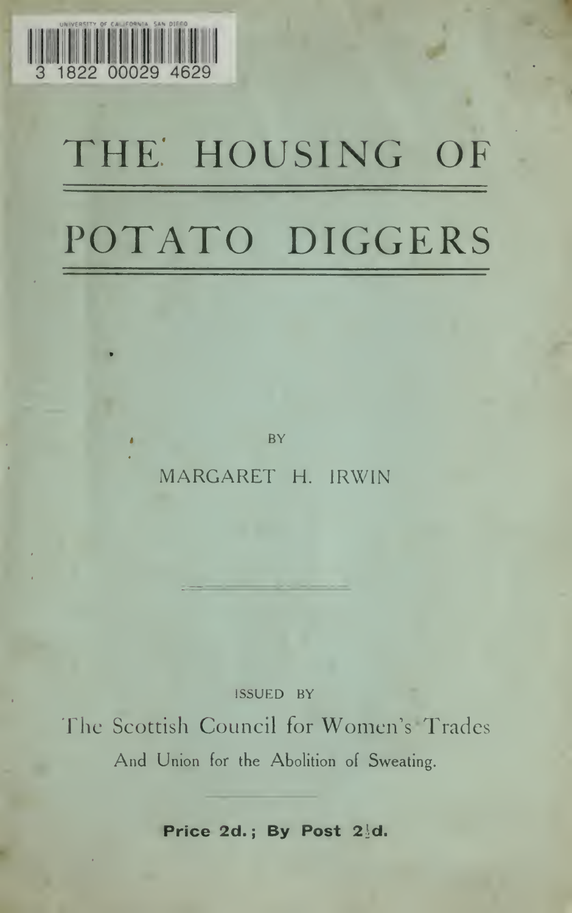# THE HOUSING OF POTATO DIGGERS

BY

MARGARET H. IRWIN

ISSUED BY

The Scottish Council for Women's Trades

And Union for the Abolition of Sweating.

**Price 2d.; By Post 2½d.**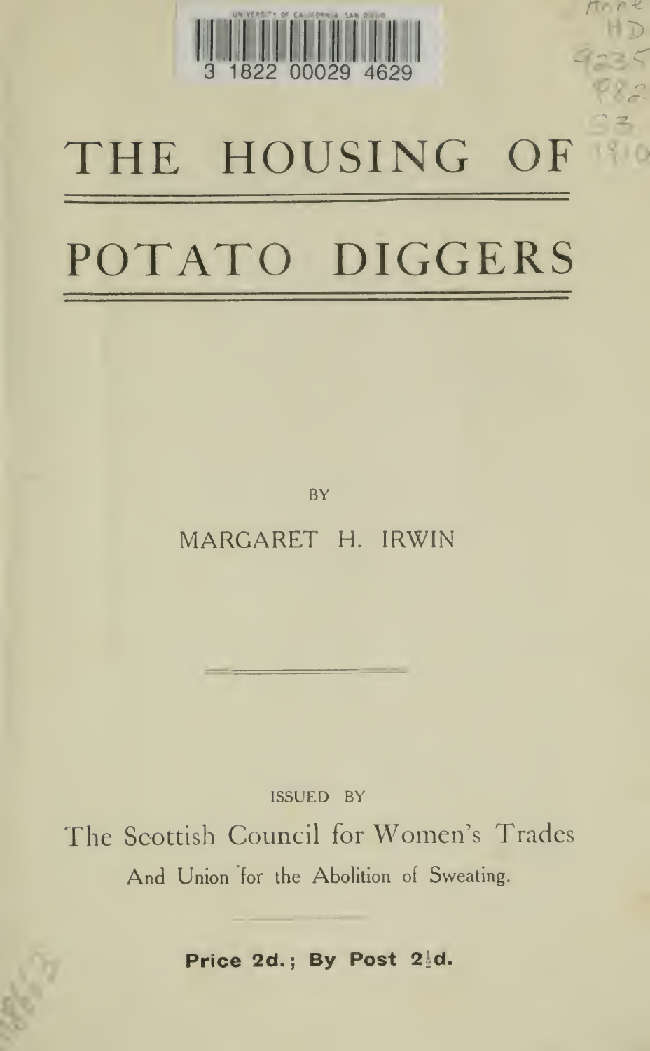# THE HOUSING OF POTATO DIGGERS

BY

MARGARET H. IRWIN

ISSUED BY

The Scottish Council for Women's Trades

And Union for the Abolition of Sweating.

**Price 2d.; By Post 2½d.**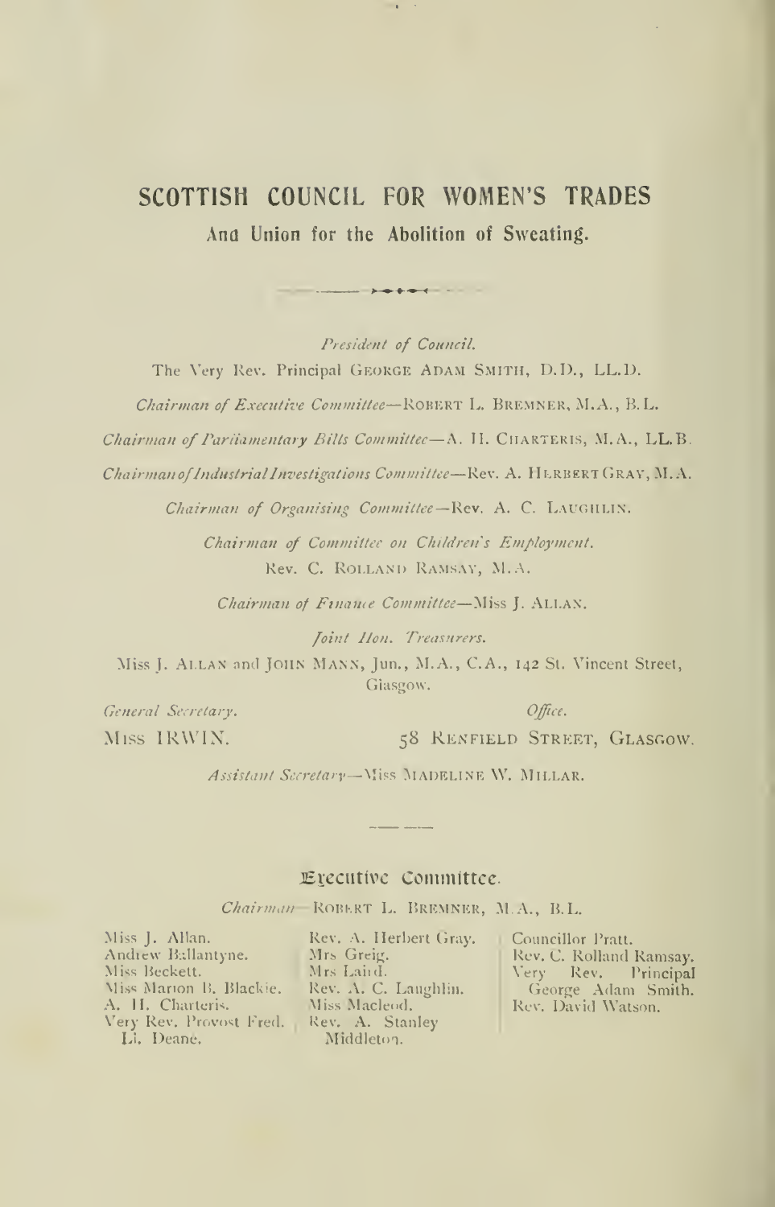# SCOTTISH COUNCIL FOR WOMEN'S TRADES

## And Union for the Abolition of Sweating.

*President of Council.*

The Very Rev. Principal GEORGE ADAM SMITH, D.D., LL.D.

*Chairman of Executive Committee*—ROBERT L. BREMNER, M.A., B.L.

*Chairman of Parliamentary Bills Committee*—A. H. CHARTERIS, M.A., LL.B.

*Chairman of Industrial Investigations Committee*—Rev. A. HERBERT GRAY, M.A.

*Chairman of Organising Committee*—Rev. A. C. LAUGHLIN.

*Chairman of Committee on Children's Employment.*
Rev. C. ROLLAND RAMSAY, M.A.

*Chairman of Finance Committee*—Miss J. ALLAN.

*Joint Hon. Treasurers.*
Miss J. ALLAN and JOHN MANN, Jun., M.A., C.A., 142 St. Vincent Street, Glasgow.

*General Secretary.*
MISS IRWIN.

*Office.*
58 RENFIELD STREET, GLASGOW.

*Assistant Secretary*—Miss MADELINE W. MILLAR.

---

## Executive Committee.

*Chairman*—ROBERT L. BREMNER, M.A., B.L.

Miss J. Allan.
Andrew Ballantyne.
Miss Beckett.
Miss Marion B. Blackie.
A. H. Charteris.
Very Rev. Provost Fred. Ll. Deane.
Rev. A. Herbert Gray.
Mrs Greig.
Mrs Laird.
Rev. A. C. Laughlin.
Miss Macleod.
Rev. A. Stanley Middleton.
Councillor Pratt.
Rev. C. Rolland Ramsay.
Very Rev. Principal George Adam Smith.
Rev. David Watson.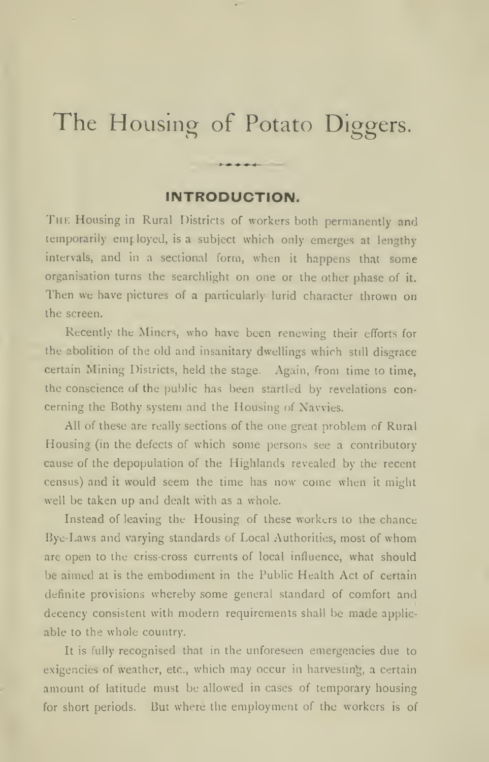# The Housing of Potato Diggers.

## INTRODUCTION.

The Housing in Rural Districts of workers both permanently and temporarily employed, is a subject which only emerges at lengthy intervals, and in a sectional form, when it happens that some organisation turns the searchlight on one or the other phase of it. Then we have pictures of a particularly lurid character thrown on the screen.

Recently the Miners, who have been renewing their efforts for the abolition of the old and insanitary dwellings which still disgrace certain Mining Districts, held the stage. Again, from time to time, the conscience of the public has been startled by revelations concerning the Bothy system and the Housing of Navvies.

All of these are really sections of the one great problem of Rural Housing (in the defects of which some persons see a contributory cause of the depopulation of the Highlands revealed by the recent census) and it would seem the time has now come when it might well be taken up and dealt with as a whole.

Instead of leaving the Housing of these workers to the chance Bye-Laws and varying standards of Local Authorities, most of whom are open to the criss-cross currents of local influence, what should be aimed at is the embodiment in the Public Health Act of certain definite provisions whereby some general standard of comfort and decency consistent with modern requirements shall be made applicable to the whole country.

It is fully recognised that in the unforeseen emergencies due to exigencies of weather, etc., which may occur in harvesting, a certain amount of latitude must be allowed in cases of temporary housing for short periods. But where the employment of the workers is of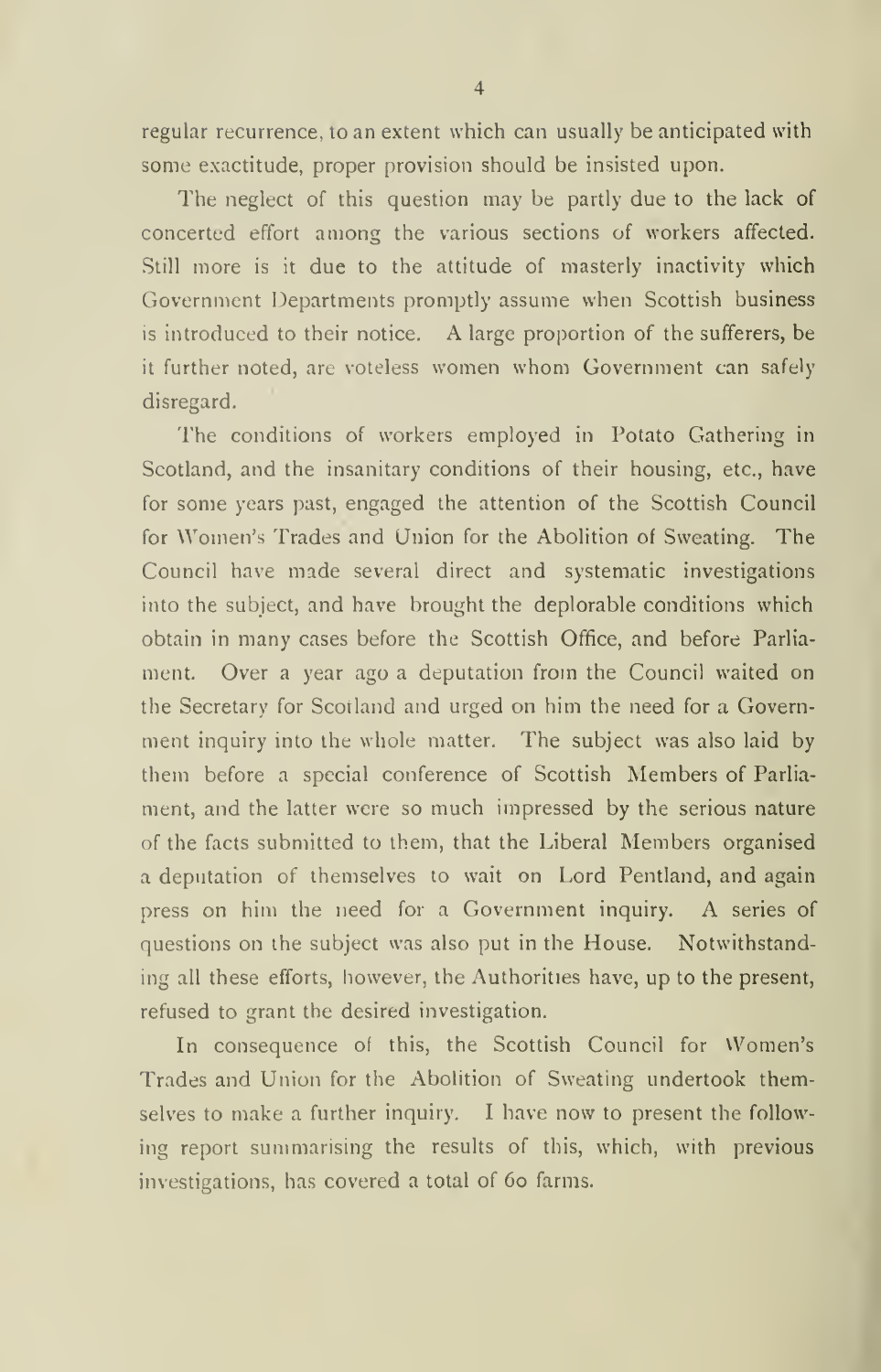regular recurrence, to an extent which can usually be anticipated with some exactitude, proper provision should be insisted upon.

The neglect of this question may be partly due to the lack of concerted effort among the various sections of workers affected. Still more is it due to the attitude of masterly inactivity which Government Departments promptly assume when Scottish business is introduced to their notice. A large proportion of the sufferers, be it further noted, are voteless women whom Government can safely disregard.

The conditions of workers employed in Potato Gathering in Scotland, and the insanitary conditions of their housing, etc., have for some years past, engaged the attention of the Scottish Council for Women's Trades and Union for the Abolition of Sweating. The Council have made several direct and systematic investigations into the subject, and have brought the deplorable conditions which obtain in many cases before the Scottish Office, and before Parliament. Over a year ago a deputation from the Council waited on the Secretary for Scotland and urged on him the need for a Government inquiry into the whole matter. The subject was also laid by them before a special conference of Scottish Members of Parliament, and the latter were so much impressed by the serious nature of the facts submitted to them, that the Liberal Members organised a deputation of themselves to wait on Lord Pentland, and again press on him the need for a Government inquiry. A series of questions on the subject was also put in the House. Notwithstanding all these efforts, however, the Authorities have, up to the present, refused to grant the desired investigation.

In consequence of this, the Scottish Council for Women's Trades and Union for the Abolition of Sweating undertook themselves to make a further inquiry. I have now to present the following report summarising the results of this, which, with previous investigations, has covered a total of 60 farms.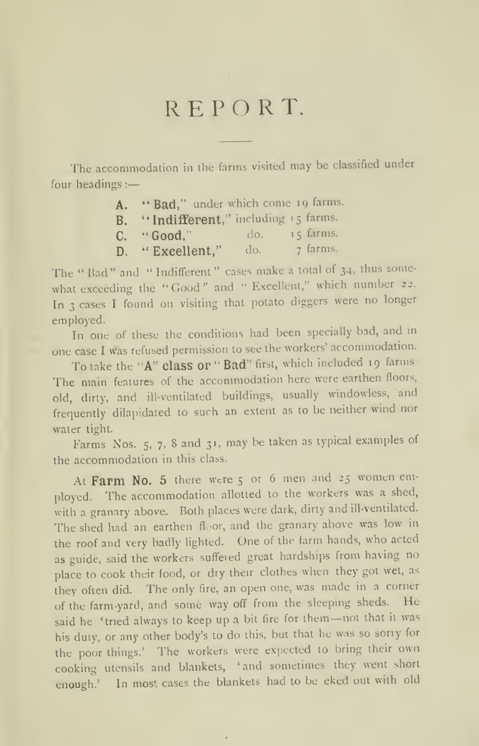# REPORT.

The accommodation in the farms visited may be classified under four headings :—

**A.** "**Bad**," under which come 19 farms.
**B.** "**Indifferent**," including 15 farms.
**C.** "**Good**," do. 15 farms.
**D.** "**Excellent**," do. 7 farms.

The "Bad" and "Indifferent" cases make a total of 34, thus somewhat exceeding the "Good" and "Excellent," which number 22. In 3 cases I found on visiting that potato diggers were no longer employed.

In one of these the conditions had been specially bad, and in one case I was refused permission to see the workers' accommodation.

To take the "**A**" **class or** "**Bad**" first, which included 19 farms The main features of the accommodation here were earthen floors, old, dirty, and ill-ventilated buildings, usually windowless, and frequently dilapidated to such an extent as to be neither wind nor water tight.

Farms Nos. 5, 7, 8 and 31, may be taken as typical examples of the accommodation in this class.

At **Farm No. 5** there were 5 or 6 men and 25 women employed. The accommodation allotted to the workers was a shed, with a granary above. Both places were dark, dirty and ill-ventilated. The shed had an earthen floor, and the granary above was low in the roof and very badly lighted. One of the farm hands, who acted as guide, said the workers suffered great hardships from having no place to cook their food, or dry their clothes when they got wet, as they often did. The only fire, an open one, was made in a corner of the farm-yard, and some way off from the sleeping sheds. He said he 'tried always to keep up a bit fire for them—not that it was his duty, or any other body's to do this, but that he was so sorry for the poor things.' The workers were expected to bring their own cooking utensils and blankets, 'and sometimes they went short enough.' In most cases the blankets had to be eked out with old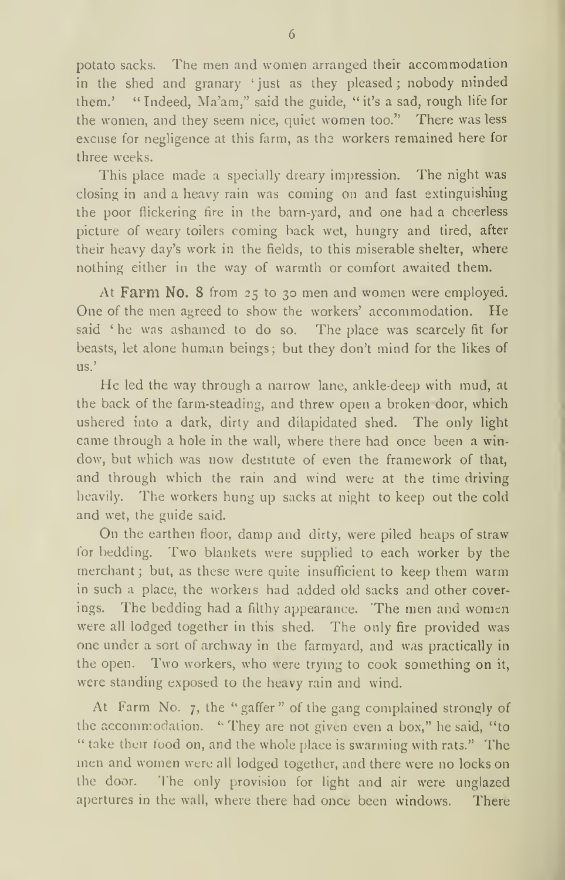potato sacks. The men and women arranged their accommodation in the shed and granary 'just as they pleased; nobody minded them.' "Indeed, Ma'am," said the guide, "it's a sad, rough life for the women, and they seem nice, quiet women too." There was less excuse for negligence at this farm, as the workers remained here for three weeks.

This place made a specially dreary impression. The night was closing in and a heavy rain was coming on and fast extinguishing the poor flickering fire in the barn-yard, and one had a cheerless picture of weary toilers coming back wet, hungry and tired, after their heavy day's work in the fields, to this miserable shelter, where nothing either in the way of warmth or comfort awaited them.

At **Farm No. 8** from 25 to 30 men and women were employed. One of the men agreed to show the workers' accommodation. He said 'he was ashamed to do so. The place was scarcely fit for beasts, let alone human beings; but they don't mind for the likes of us.'

He led the way through a narrow lane, ankle-deep with mud, at the back of the farm-steading, and threw open a broken door, which ushered into a dark, dirty and dilapidated shed. The only light came through a hole in the wall, where there had once been a window, but which was now destitute of even the framework of that, and through which the rain and wind were at the time driving heavily. The workers hung up sacks at night to keep out the cold and wet, the guide said.

On the earthen floor, damp and dirty, were piled heaps of straw for bedding. Two blankets were supplied to each worker by the merchant; but, as these were quite insufficient to keep them warm in such a place, the workers had added old sacks and other coverings. The bedding had a filthy appearance. The men and women were all lodged together in this shed. The only fire provided was one under a sort of archway in the farmyard, and was practically in the open. Two workers, who were trying to cook something on it, were standing exposed to the heavy rain and wind.

At Farm No. 7, the "gaffer" of the gang complained strongly of the accommodation. "They are not given even a box," he said, "to "take their food on, and the whole place is swarming with rats." The men and women were all lodged together, and there were no locks on the door. The only provision for light and air were unglazed apertures in the wall, where there had once been windows. There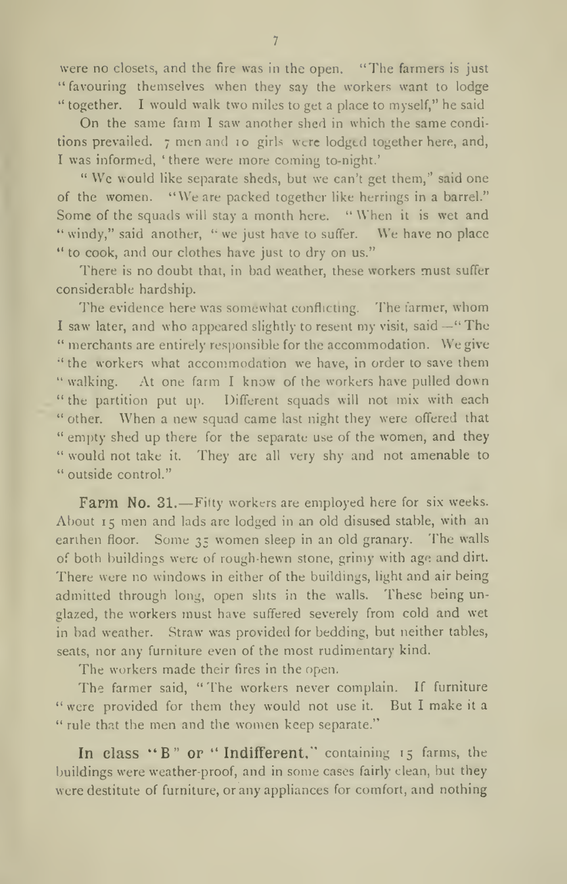were no closets, and the fire was in the open. "The farmers is just "favouring themselves when they say the workers want to lodge "together. I would walk two miles to get a place to myself," he said

On the same farm I saw another shed in which the same conditions prevailed. 7 men and 10 girls were lodged together here, and, I was informed, 'there were more coming to-night.'

"We would like separate sheds, but we can't get them," said one of the women. "We are packed together like herrings in a barrel." Some of the squads will stay a month here. "When it is wet and "windy," said another, "we just have to suffer. We have no place "to cook, and our clothes have just to dry on us."

There is no doubt that, in bad weather, these workers must suffer considerable hardship.

The evidence here was somewhat conflicting. The farmer, whom I saw later, and who appeared slightly to resent my visit, said—"The "merchants are entirely responsible for the accommodation. We give "the workers what accommodation we have, in order to save them "walking. At one farm I know of the workers have pulled down "the partition put up. Different squads will not mix with each "other. When a new squad came last night they were offered that "empty shed up there for the separate use of the women, and they "would not take it. They are all very shy and not amenable to "outside control."

**Farm No. 31.**—Fifty workers are employed here for six weeks. About 15 men and lads are lodged in an old disused stable, with an earthen floor. Some 35 women sleep in an old granary. The walls of both buildings were of rough-hewn stone, grimy with age and dirt. There were no windows in either of the buildings, light and air being admitted through long, open slits in the walls. These being unglazed, the workers must have suffered severely from cold and wet in bad weather. Straw was provided for bedding, but neither tables, seats, nor any furniture even of the most rudimentary kind.

The workers made their fires in the open.

The farmer said, "The workers never complain. If furniture "were provided for them they would not use it. But I make it a "rule that the men and the women keep separate."

**In class "B" or "Indifferent,"** containing 15 farms, the buildings were weather-proof, and in some cases fairly clean, but they were destitute of furniture, or any appliances for comfort, and nothing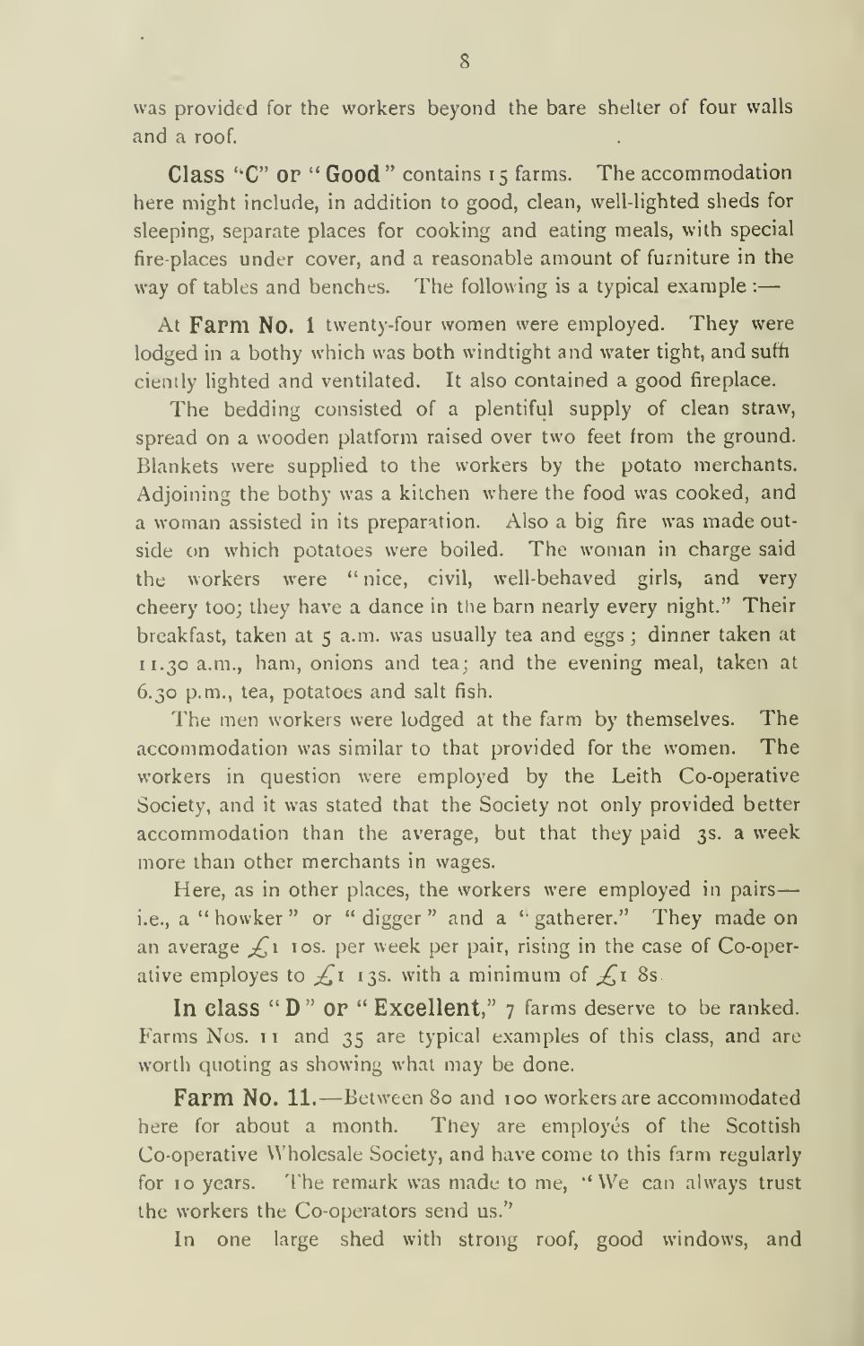was provided for the workers beyond the bare shelter of four walls and a roof.

**Class "C" or "Good"** contains 15 farms. The accommodation here might include, in addition to good, clean, well-lighted sheds for sleeping, separate places for cooking and eating meals, with special fire-places under cover, and a reasonable amount of furniture in the way of tables and benches. The following is a typical example :—

At **Farm No. 1** twenty-four women were employed. They were lodged in a bothy which was both windtight and water tight, and sufficiently lighted and ventilated. It also contained a good fireplace.

The bedding consisted of a plentiful supply of clean straw, spread on a wooden platform raised over two feet from the ground. Blankets were supplied to the workers by the potato merchants. Adjoining the bothy was a kitchen where the food was cooked, and a woman assisted in its preparation. Also a big fire was made outside on which potatoes were boiled. The woman in charge said the workers were "nice, civil, well-behaved girls, and very cheery too; they have a dance in the barn nearly every night." Their breakfast, taken at 5 a.m. was usually tea and eggs; dinner taken at 11.30 a.m., ham, onions and tea; and the evening meal, taken at 6.30 p.m., tea, potatoes and salt fish.

The men workers were lodged at the farm by themselves. The accommodation was similar to that provided for the women. The workers in question were employed by the Leith Co-operative Society, and it was stated that the Society not only provided better accommodation than the average, but that they paid 3s. a week more than other merchants in wages.

Here, as in other places, the workers were employed in pairs—i.e., a "howker" or "digger" and a "gatherer." They made on an average £1 10s. per week per pair, rising in the case of Co-operative employes to £1 13s. with a minimum of £1 8s.

**In class "D" or "Excellent,"** 7 farms deserve to be ranked. Farms Nos. 11 and 35 are typical examples of this class, and are worth quoting as showing what may be done.

**Farm No. 11.**—Between 80 and 100 workers are accommodated here for about a month. They are employés of the Scottish Co-operative Wholesale Society, and have come to this farm regularly for 10 years. The remark was made to me, "We can always trust the workers the Co-operators send us."

In one large shed with strong roof, good windows, and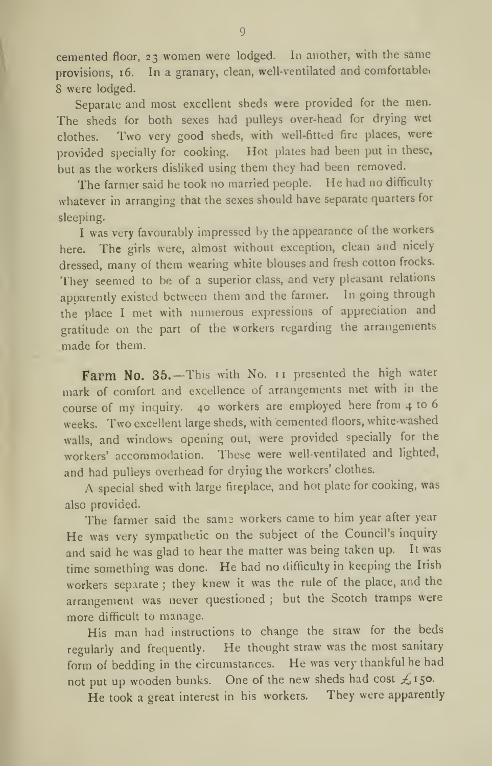cemented floor, 23 women were lodged. In another, with the same provisions, 16. In a granary, clean, well-ventilated and comfortable, 8 were lodged.

Separate and most excellent sheds were provided for the men. The sheds for both sexes had pulleys over-head for drying wet clothes. Two very good sheds, with well-fitted fire places, were provided specially for cooking. Hot plates had been put in these, but as the workers disliked using them they had been removed.

The farmer said he took no married people. He had no difficulty whatever in arranging that the sexes should have separate quarters for sleeping.

I was very favourably impressed by the appearance of the workers here. The girls were, almost without exception, clean and nicely dressed, many of them wearing white blouses and fresh cotton frocks. They seemed to be of a superior class, and very pleasant relations apparently existed between them and the farmer. In going through the place I met with numerous expressions of appreciation and gratitude on the part of the workers regarding the arrangements made for them.

**Farm No. 35.**—This with No. 11 presented the high water mark of comfort and excellence of arrangements met with in the course of my inquiry. 40 workers are employed here from 4 to 6 weeks. Two excellent large sheds, with cemented floors, white-washed walls, and windows opening out, were provided specially for the workers' accommodation. These were well-ventilated and lighted, and had pulleys overhead for drying the workers' clothes.

A special shed with large fireplace, and hot plate for cooking, was also provided.

The farmer said the same workers came to him year after year He was very sympathetic on the subject of the Council's inquiry and said he was glad to hear the matter was being taken up. It was time something was done. He had no difficulty in keeping the Irish workers separate; they knew it was the rule of the place, and the arrangement was never questioned; but the Scotch tramps were more difficult to manage.

His man had instructions to change the straw for the beds regularly and frequently. He thought straw was the most sanitary form of bedding in the circumstances. He was very thankful he had not put up wooden bunks. One of the new sheds had cost £150.

He took a great interest in his workers. They were apparently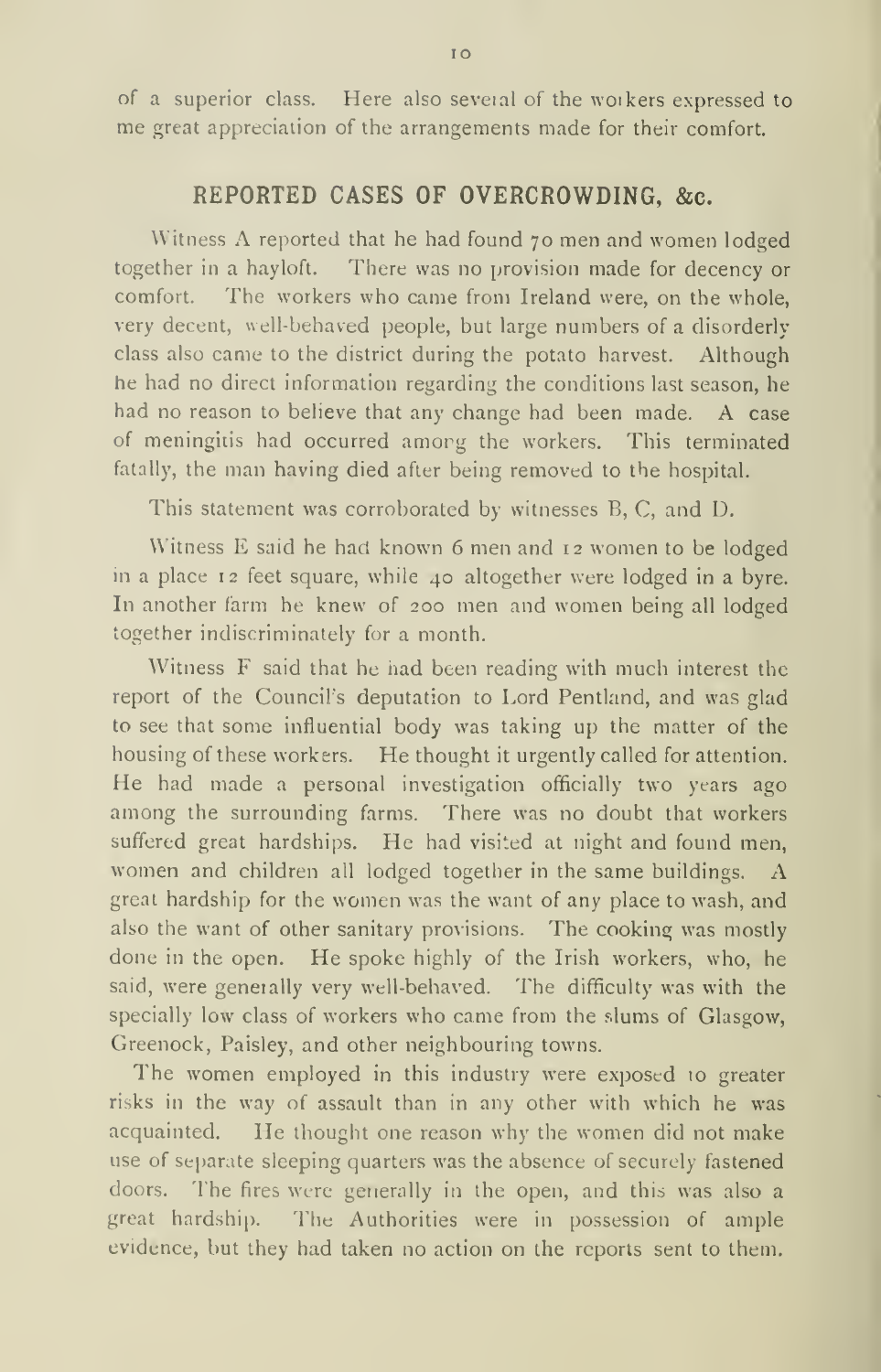of a superior class. Here also several of the workers expressed to me great appreciation of the arrangements made for their comfort.

## REPORTED CASES OF OVERCROWDING, &c.

Witness A reported that he had found 70 men and women lodged together in a hayloft. There was no provision made for decency or comfort. The workers who came from Ireland were, on the whole, very decent, well-behaved people, but large numbers of a disorderly class also came to the district during the potato harvest. Although he had no direct information regarding the conditions last season, he had no reason to believe that any change had been made. A case of meningitis had occurred among the workers. This terminated fatally, the man having died after being removed to the hospital.

This statement was corroborated by witnesses B, C, and D.

Witness E said he had known 6 men and 12 women to be lodged in a place 12 feet square, while 40 altogether were lodged in a byre. In another farm he knew of 200 men and women being all lodged together indiscriminately for a month.

Witness F said that he had been reading with much interest the report of the Council's deputation to Lord Pentland, and was glad to see that some influential body was taking up the matter of the housing of these workers. He thought it urgently called for attention. He had made a personal investigation officially two years ago among the surrounding farms. There was no doubt that workers suffered great hardships. He had visited at night and found men, women and children all lodged together in the same buildings. A great hardship for the women was the want of any place to wash, and also the want of other sanitary provisions. The cooking was mostly done in the open. He spoke highly of the Irish workers, who, he said, were generally very well-behaved. The difficulty was with the specially low class of workers who came from the slums of Glasgow, Greenock, Paisley, and other neighbouring towns.

The women employed in this industry were exposed to greater risks in the way of assault than in any other with which he was acquainted. He thought one reason why the women did not make use of separate sleeping quarters was the absence of securely fastened doors. The fires were generally in the open, and this was also a great hardship. The Authorities were in possession of ample evidence, but they had taken no action on the reports sent to them.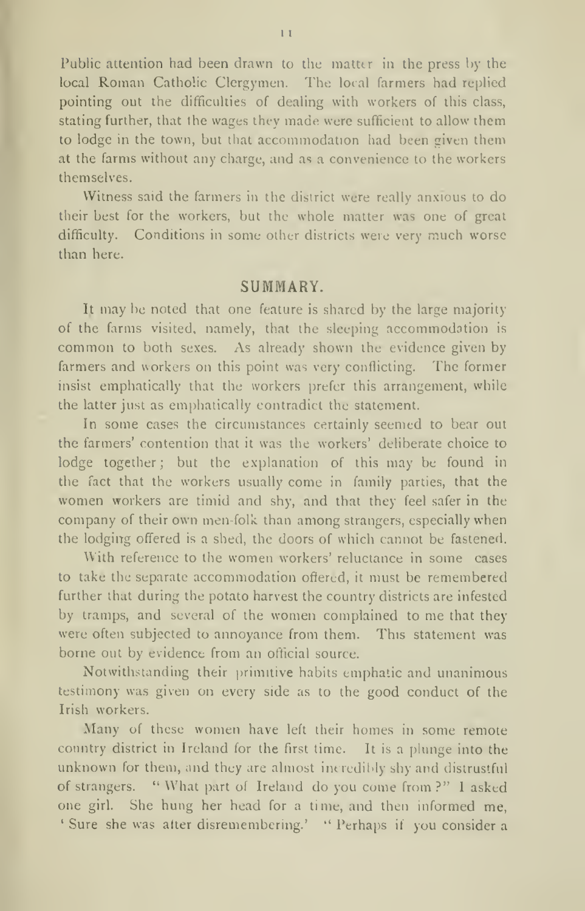Public attention had been drawn to the matter in the press by the local Roman Catholic Clergymen. The local farmers had replied pointing out the difficulties of dealing with workers of this class, stating further, that the wages they made were sufficient to allow them to lodge in the town, but that accommodation had been given them at the farms without any charge, and as a convenience to the workers themselves.

Witness said the farmers in the district were really anxious to do their best for the workers, but the whole matter was one of great difficulty. Conditions in some other districts were very much worse than here.

## SUMMARY.

It may be noted that one feature is shared by the large majority of the farms visited, namely, that the sleeping accommodation is common to both sexes. As already shown the evidence given by farmers and workers on this point was very conflicting. The former insist emphatically that the workers prefer this arrangement, while the latter just as emphatically contradict the statement.

In some cases the circumstances certainly seemed to bear out the farmers' contention that it was the workers' deliberate choice to lodge together; but the explanation of this may be found in the fact that the workers usually come in family parties, that the women workers are timid and shy, and that they feel safer in the company of their own men-folk than among strangers, especially when the lodging offered is a shed, the doors of which cannot be fastened.

With reference to the women workers' reluctance in some cases to take the separate accommodation offered, it must be remembered further that during the potato harvest the country districts are infested by tramps, and several of the women complained to me that they were often subjected to annoyance from them. This statement was borne out by evidence from an official source.

Notwithstanding their primitive habits emphatic and unanimous testimony was given on every side as to the good conduct of the Irish workers.

Many of these women have left their homes in some remote country district in Ireland for the first time. It is a plunge into the unknown for them, and they are almost incredibly shy and distrustful of strangers. "What part of Ireland do you come from?" I asked one girl. She hung her head for a time, and then informed me, 'Sure she was after disremembering.' "Perhaps if you consider a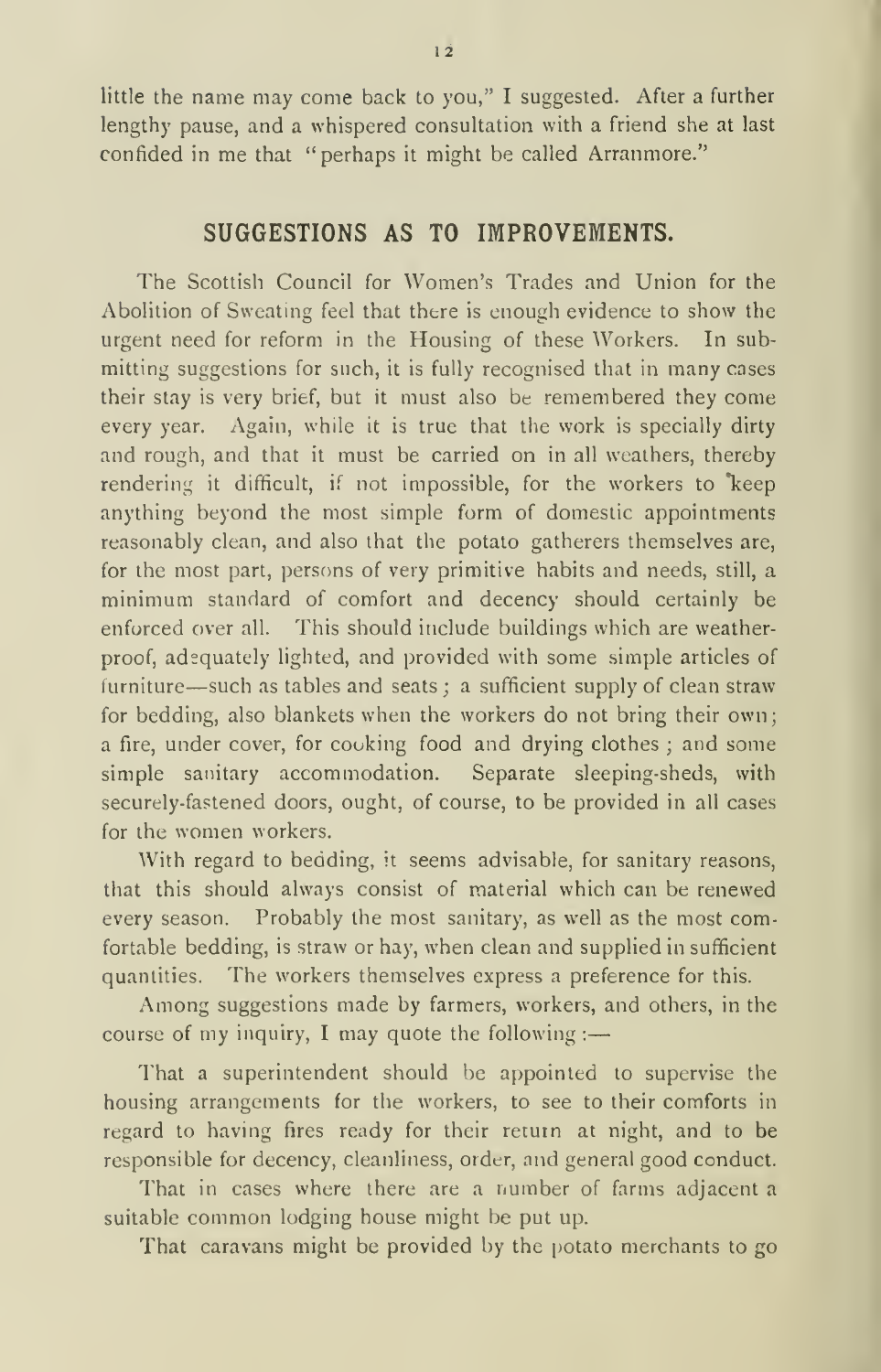little the name may come back to you," I suggested. After a further lengthy pause, and a whispered consultation with a friend she at last confided in me that "perhaps it might be called Arranmore."

## SUGGESTIONS AS TO IMPROVEMENTS.

The Scottish Council for Women's Trades and Union for the Abolition of Sweating feel that there is enough evidence to show the urgent need for reform in the Housing of these Workers. In submitting suggestions for such, it is fully recognised that in many cases their stay is very brief, but it must also be remembered they come every year. Again, while it is true that the work is specially dirty and rough, and that it must be carried on in all weathers, thereby rendering it difficult, if not impossible, for the workers to keep anything beyond the most simple form of domestic appointments reasonably clean, and also that the potato gatherers themselves are, for the most part, persons of very primitive habits and needs, still, a minimum standard of comfort and decency should certainly be enforced over all. This should include buildings which are weatherproof, adequately lighted, and provided with some simple articles of furniture—such as tables and seats; a sufficient supply of clean straw for bedding, also blankets when the workers do not bring their own; a fire, under cover, for cooking food and drying clothes; and some simple sanitary accommodation. Separate sleeping-sheds, with securely-fastened doors, ought, of course, to be provided in all cases for the women workers.

With regard to bedding, it seems advisable, for sanitary reasons, that this should always consist of material which can be renewed every season. Probably the most sanitary, as well as the most comfortable bedding, is straw or hay, when clean and supplied in sufficient quantities. The workers themselves express a preference for this.

Among suggestions made by farmers, workers, and others, in the course of my inquiry, I may quote the following:—

That a superintendent should be appointed to supervise the housing arrangements for the workers, to see to their comforts in regard to having fires ready for their return at night, and to be responsible for decency, cleanliness, order, and general good conduct.

That in cases where there are a number of farms adjacent a suitable common lodging house might be put up.

That caravans might be provided by the potato merchants to go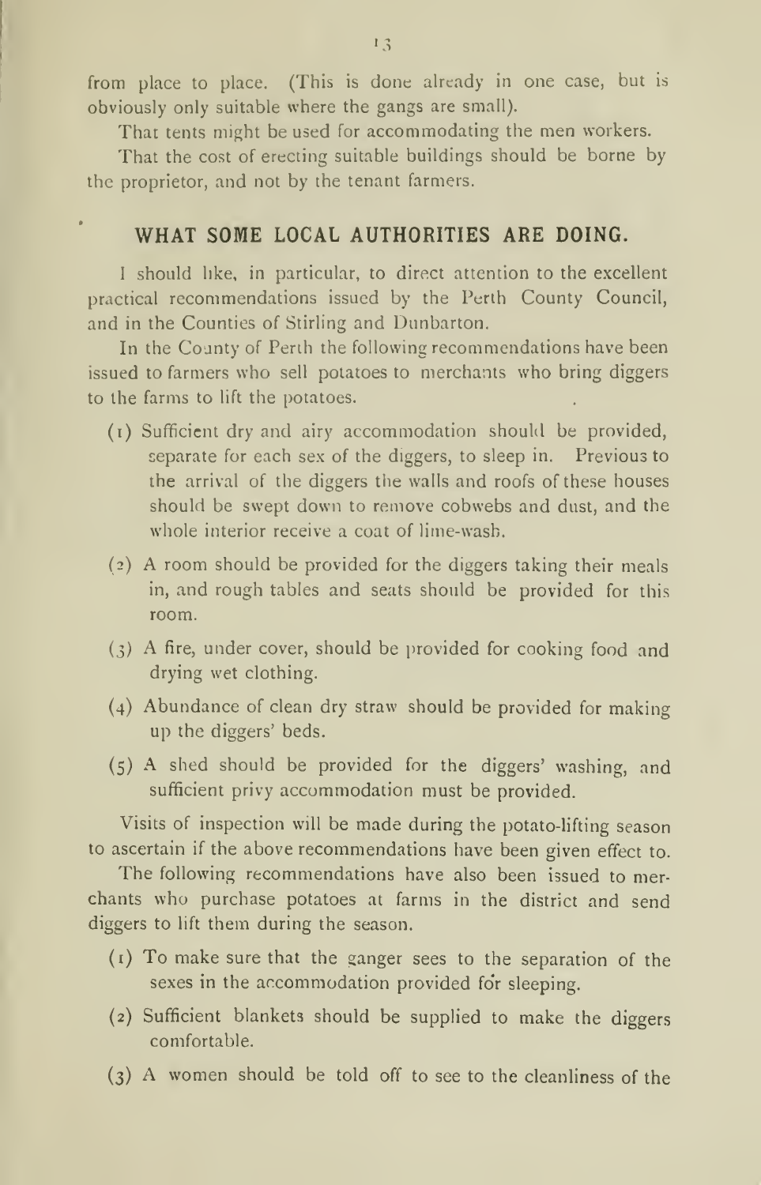from place to place. (This is done already in one case, but is obviously only suitable where the gangs are small).

That tents might be used for accommodating the men workers.

That the cost of erecting suitable buildings should be borne by the proprietor, and not by the tenant farmers.

## WHAT SOME LOCAL AUTHORITIES ARE DOING.

I should like, in particular, to direct attention to the excellent practical recommendations issued by the Perth County Council, and in the Counties of Stirling and Dunbarton.

In the County of Perth the following recommendations have been issued to farmers who sell potatoes to merchants who bring diggers to the farms to lift the potatoes.

(1) Sufficient dry and airy accommodation should be provided, separate for each sex of the diggers, to sleep in. Previous to the arrival of the diggers the walls and roofs of these houses should be swept down to remove cobwebs and dust, and the whole interior receive a coat of lime-wash.

(2) A room should be provided for the diggers taking their meals in, and rough tables and seats should be provided for this room.

(3) A fire, under cover, should be provided for cooking food and drying wet clothing.

(4) Abundance of clean dry straw should be provided for making up the diggers' beds.

(5) A shed should be provided for the diggers' washing, and sufficient privy accommodation must be provided.

Visits of inspection will be made during the potato-lifting season to ascertain if the above recommendations have been given effect to.

The following recommendations have also been issued to merchants who purchase potatoes at farms in the district and send diggers to lift them during the season.

(1) To make sure that the ganger sees to the separation of the sexes in the accommodation provided for sleeping.

(2) Sufficient blankets should be supplied to make the diggers comfortable.

(3) A women should be told off to see to the cleanliness of the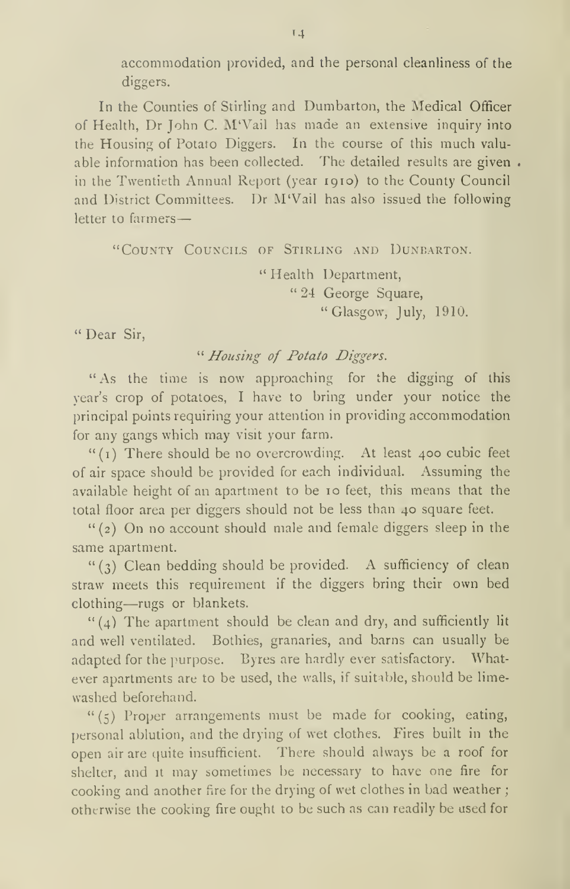accommodation provided, and the personal cleanliness of the diggers.

In the Counties of Stirling and Dumbarton, the Medical Officer of Health, Dr John C. M'Vail has made an extensive inquiry into the Housing of Potato Diggers. In the course of this much valuable information has been collected. The detailed results are given in the Twentieth Annual Report (year 1910) to the County Council and District Committees. Dr M'Vail has also issued the following letter to farmers—

"County Councils of Stirling and Dunbarton.

"Health Department,
"24 George Square,
"Glasgow, July, 1910.

"Dear Sir,

"*Housing of Potato Diggers.*

"As the time is now approaching for the digging of this year's crop of potatoes, I have to bring under your notice the principal points requiring your attention in providing accommodation for any gangs which may visit your farm.

"(1) There should be no overcrowding. At least 400 cubic feet of air space should be provided for each individual. Assuming the available height of an apartment to be 10 feet, this means that the total floor area per diggers should not be less than 40 square feet.

"(2) On no account should male and female diggers sleep in the same apartment.

"(3) Clean bedding should be provided. A sufficiency of clean straw meets this requirement if the diggers bring their own bed clothing—rugs or blankets.

"(4) The apartment should be clean and dry, and sufficiently lit and well ventilated. Bothies, granaries, and barns can usually be adapted for the purpose. Byres are hardly ever satisfactory. Whatever apartments are to be used, the walls, if suitable, should be limewashed beforehand.

"(5) Proper arrangements must be made for cooking, eating, personal ablution, and the drying of wet clothes. Fires built in the open air are quite insufficient. There should always be a roof for shelter, and it may sometimes be necessary to have one fire for cooking and another fire for the drying of wet clothes in bad weather; otherwise the cooking fire ought to be such as can readily be used for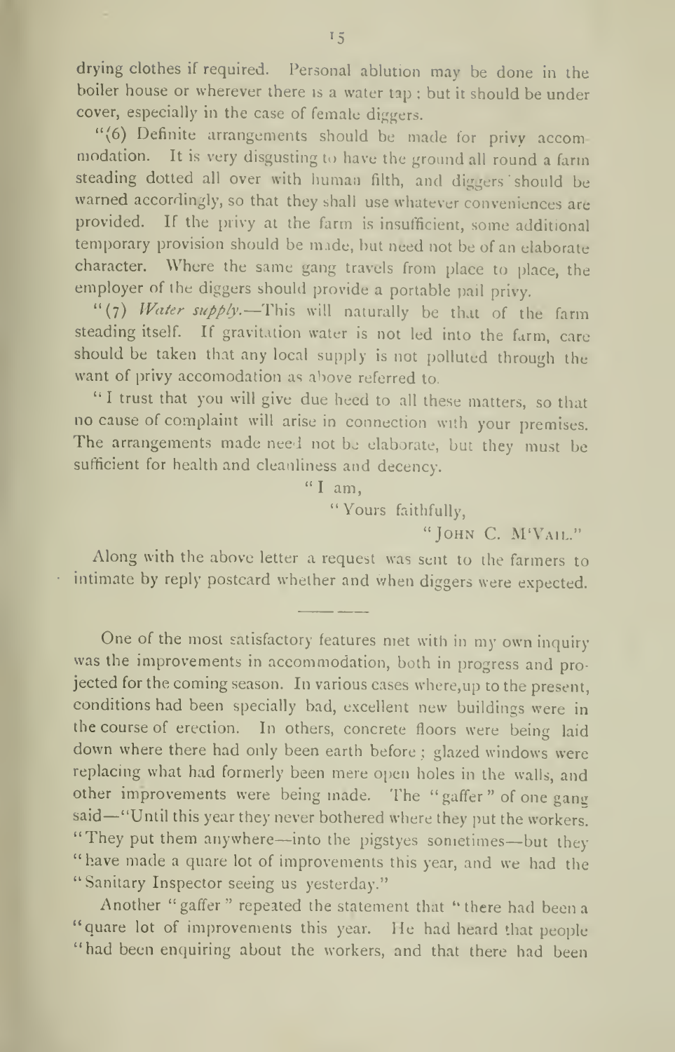drying clothes if required. Personal ablution may be done in the boiler house or wherever there is a water tap: but it should be under cover, especially in the case of female diggers.

"(6) Definite arrangements should be made for privy accommodation. It is very disgusting to have the ground all round a farm steading dotted all over with human filth, and diggers should be warned accordingly, so that they shall use whatever conveniences are provided. If the privy at the farm is insufficient, some additional temporary provision should be made, but need not be of an elaborate character. Where the same gang travels from place to place, the employer of the diggers should provide a portable pail privy.

"(7) *Water supply.*—This will naturally be that of the farm steading itself. If gravitation water is not led into the farm, care should be taken that any local supply is not polluted through the want of privy accomodation as above referred to.

"I trust that you will give due heed to all these matters, so that no cause of complaint will arise in connection with your premises. The arrangements made need not be elaborate, but they must be sufficient for health and cleanliness and decency.

"I am,

"Yours faithfully,

"JOHN C. M'VAIL."

Along with the above letter a request was sent to the farmers to intimate by reply postcard whether and when diggers were expected.

---

One of the most satisfactory features met with in my own inquiry was the improvements in accommodation, both in progress and projected for the coming season. In various cases where, up to the present, conditions had been specially bad, excellent new buildings were in the course of erection. In others, concrete floors were being laid down where there had only been earth before; glazed windows were replacing what had formerly been mere open holes in the walls, and other improvements were being made. The "gaffer" of one gang said—"Until this year they never bothered where they put the workers. "They put them anywhere—into the pigstyes sometimes—but they "have made a quare lot of improvements this year, and we had the "Sanitary Inspector seeing us yesterday."

Another "gaffer" repeated the statement that "there had been a "quare lot of improvements this year. He had heard that people "had been enquiring about the workers, and that there had been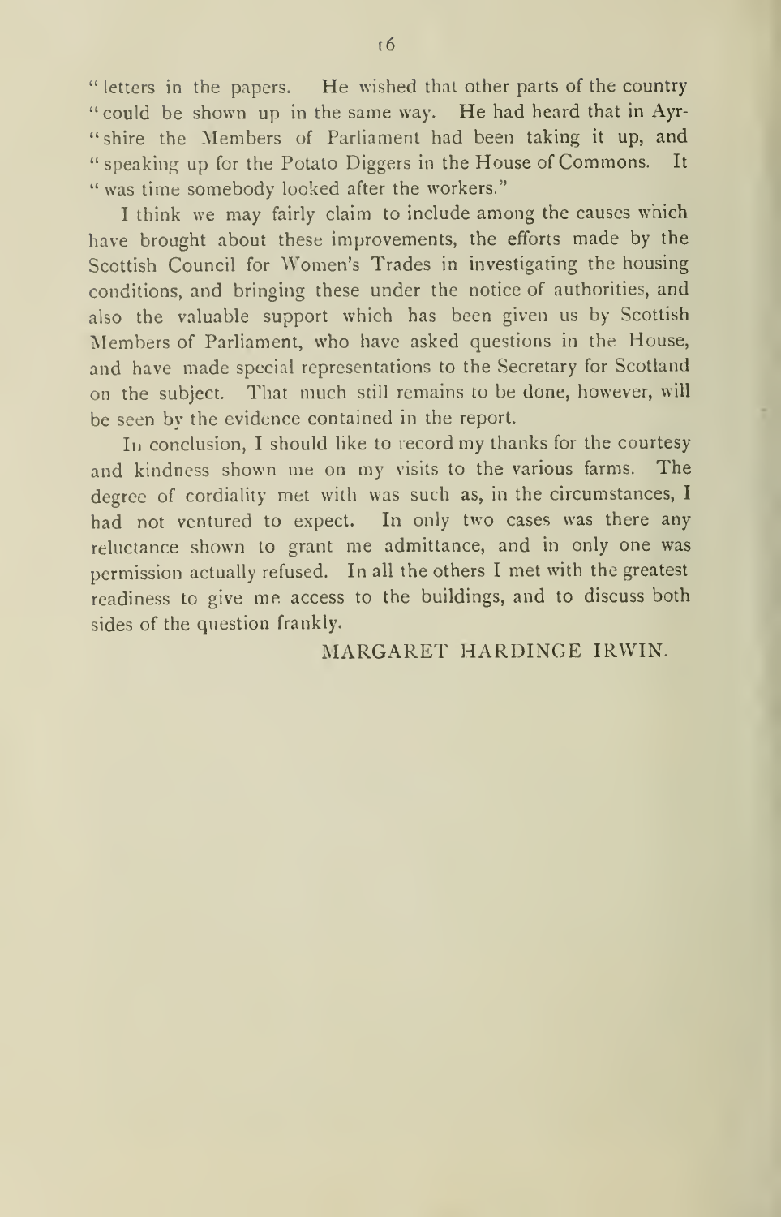"letters in the papers. He wished that other parts of the country "could be shown up in the same way. He had heard that in Ayr-"shire the Members of Parliament had been taking it up, and "speaking up for the Potato Diggers in the House of Commons. It "was time somebody looked after the workers."

I think we may fairly claim to include among the causes which have brought about these improvements, the efforts made by the Scottish Council for Women's Trades in investigating the housing conditions, and bringing these under the notice of authorities, and also the valuable support which has been given us by Scottish Members of Parliament, who have asked questions in the House, and have made special representations to the Secretary for Scotland on the subject. That much still remains to be done, however, will be seen by the evidence contained in the report.

In conclusion, I should like to record my thanks for the courtesy and kindness shown me on my visits to the various farms. The degree of cordiality met with was such as, in the circumstances, I had not ventured to expect. In only two cases was there any reluctance shown to grant me admittance, and in only one was permission actually refused. In all the others I met with the greatest readiness to give me access to the buildings, and to discuss both sides of the question frankly.

MARGARET HARDINGE IRWIN.